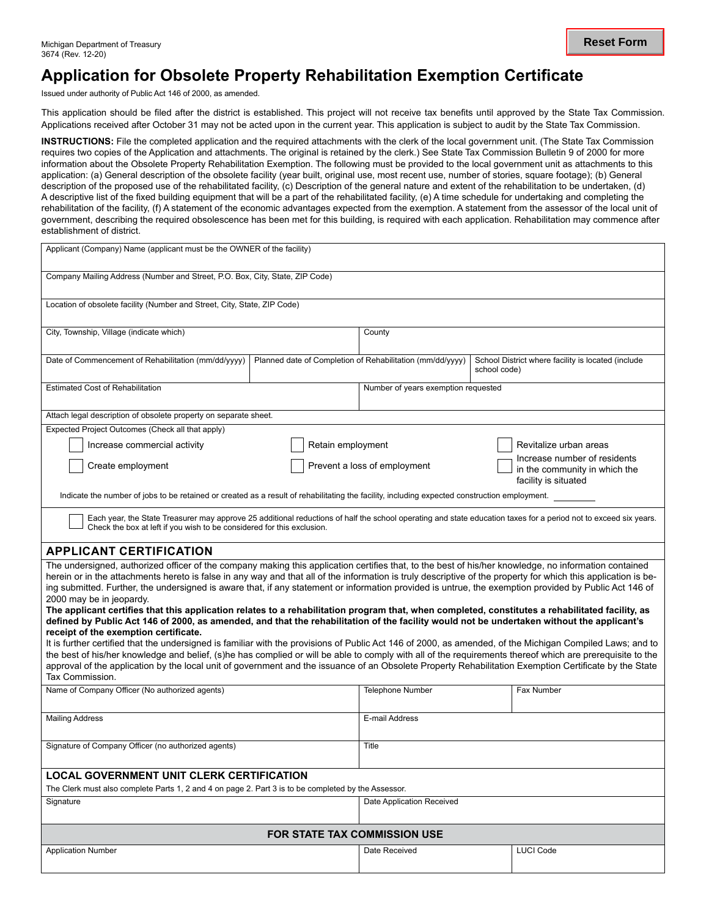Michigan Department of Treasury
3674 (Rev. 12-20)

Reset Form

# Application for Obsolete Property Rehabilitation Exemption Certificate

Issued under authority of Public Act 146 of 2000, as amended.

This application should be filed after the district is established. This project will not receive tax benefits until approved by the State Tax Commission. Applications received after October 31 may not be acted upon in the current year. This application is subject to audit by the State Tax Commission.

**INSTRUCTIONS:** File the completed application and the required attachments with the clerk of the local government unit. (The State Tax Commission requires two copies of the Application and attachments. The original is retained by the clerk.) See State Tax Commission Bulletin 9 of 2000 for more information about the Obsolete Property Rehabilitation Exemption. The following must be provided to the local government unit as attachments to this application: (a) General description of the obsolete facility (year built, original use, most recent use, number of stories, square footage); (b) General description of the proposed use of the rehabilitated facility, (c) Description of the general nature and extent of the rehabilitation to be undertaken, (d) A descriptive list of the fixed building equipment that will be a part of the rehabilitated facility, (e) A time schedule for undertaking and completing the rehabilitation of the facility, (f) A statement of the economic advantages expected from the exemption. A statement from the assessor of the local unit of government, describing the required obsolescence has been met for this building, is required with each application. Rehabilitation may commence after establishment of district.

| Applicant (Company) Name (applicant must be the OWNER of the facility) | | |
|---|---|---|
| Company Mailing Address (Number and Street, P.O. Box, City, State, ZIP Code) | | |
| Location of obsolete facility (Number and Street, City, State, ZIP Code) | | |
| City, Township, Village (indicate which) | County | |
| Date of Commencement of Rehabilitation (mm/dd/yyyy) | Planned date of Completion of Rehabilitation (mm/dd/yyyy) | School District where facility is located (include school code) |
| Estimated Cost of Rehabilitation | Number of years exemption requested | |

Attach legal description of obsolete property on separate sheet.

Expected Project Outcomes (Check all that apply)

- ☐ Increase commercial activity
- ☐ Retain employment
- ☐ Revitalize urban areas
- ☐ Create employment
- ☐ Prevent a loss of employment
- ☐ Increase number of residents in the community in which the facility is situated

Indicate the number of jobs to be retained or created as a result of rehabilitating the facility, including expected construction employment. ________

☐ Each year, the State Treasurer may approve 25 additional reductions of half the school operating and state education taxes for a period not to exceed six years. Check the box at left if you wish to be considered for this exclusion.

## APPLICANT CERTIFICATION

The undersigned, authorized officer of the company making this application certifies that, to the best of his/her knowledge, no information contained herein or in the attachments hereto is false in any way and that all of the information is truly descriptive of the property for which this application is being submitted. Further, the undersigned is aware that, if any statement or information provided is untrue, the exemption provided by Public Act 146 of 2000 may be in jeopardy.

**The applicant certifies that this application relates to a rehabilitation program that, when completed, constitutes a rehabilitated facility, as defined by Public Act 146 of 2000, as amended, and that the rehabilitation of the facility would not be undertaken without the applicant's receipt of the exemption certificate.**

It is further certified that the undersigned is familiar with the provisions of Public Act 146 of 2000, as amended, of the Michigan Compiled Laws; and to the best of his/her knowledge and belief, (s)he has complied or will be able to comply with all of the requirements thereof which are prerequisite to the approval of the application by the local unit of government and the issuance of an Obsolete Property Rehabilitation Exemption Certificate by the State Tax Commission.

| Name of Company Officer (No authorized agents) | Telephone Number | Fax Number |
|---|---|---|
| Mailing Address | E-mail Address | |
| Signature of Company Officer (no authorized agents) | Title | |

## LOCAL GOVERNMENT UNIT CLERK CERTIFICATION

The Clerk must also complete Parts 1, 2 and 4 on page 2. Part 3 is to be completed by the Assessor.

| Signature | Date Application Received |
|---|---|

## FOR STATE TAX COMMISSION USE

| Application Number | Date Received | LUCI Code |
|---|---|---|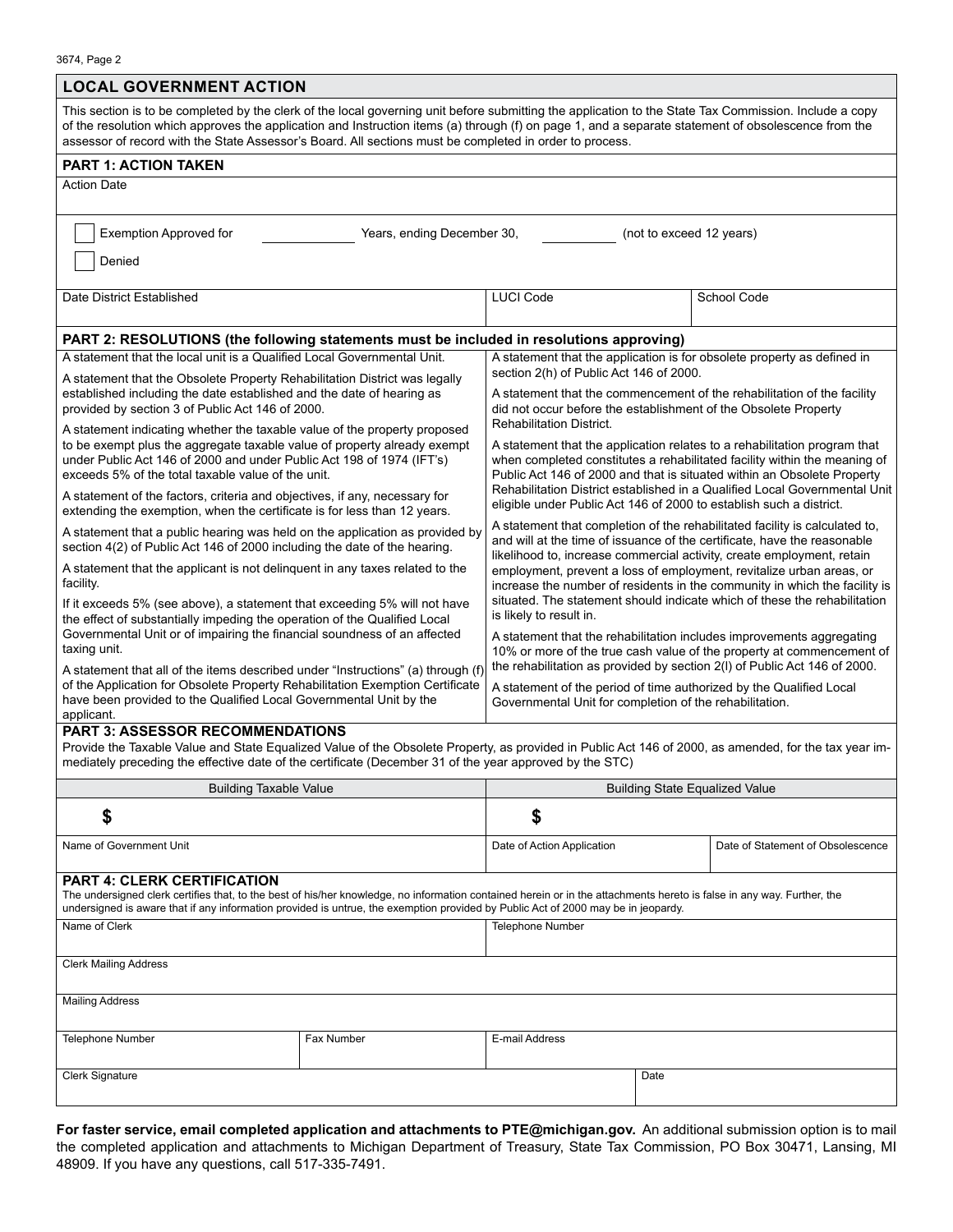## LOCAL GOVERNMENT ACTION

This section is to be completed by the clerk of the local governing unit before submitting the application to the State Tax Commission. Include a copy of the resolution which approves the application and Instruction items (a) through (f) on page 1, and a separate statement of obsolescence from the assessor of record with the State Assessor's Board. All sections must be completed in order to process.

### PART 1: ACTION TAKEN

Action Date

☐ Exemption Approved for ________ Years, ending December 30, ________ (not to exceed 12 years)

☐ Denied

| Date District Established | LUCI Code | School Code |
|---|---|---|
| | | |

### PART 2: RESOLUTIONS (the following statements must be included in resolutions approving)

A statement that the local unit is a Qualified Local Governmental Unit.

A statement that the Obsolete Property Rehabilitation District was legally established including the date established and the date of hearing as provided by section 3 of Public Act 146 of 2000.

A statement indicating whether the taxable value of the property proposed to be exempt plus the aggregate taxable value of property already exempt under Public Act 146 of 2000 and under Public Act 198 of 1974 (IFT's) exceeds 5% of the total taxable value of the unit.

A statement of the factors, criteria and objectives, if any, necessary for extending the exemption, when the certificate is for less than 12 years.

A statement that a public hearing was held on the application as provided by section 4(2) of Public Act 146 of 2000 including the date of the hearing.

A statement that the applicant is not delinquent in any taxes related to the facility.

If it exceeds 5% (see above), a statement that exceeding 5% will not have the effect of substantially impeding the operation of the Qualified Local Governmental Unit or of impairing the financial soundness of an affected taxing unit.

A statement that all of the items described under "Instructions" (a) through (f) of the Application for Obsolete Property Rehabilitation Exemption Certificate have been provided to the Qualified Local Governmental Unit by the applicant.

A statement that the application is for obsolete property as defined in section 2(h) of Public Act 146 of 2000.

A statement that the commencement of the rehabilitation of the facility did not occur before the establishment of the Obsolete Property Rehabilitation District.

A statement that the application relates to a rehabilitation program that when completed constitutes a rehabilitated facility within the meaning of Public Act 146 of 2000 and that is situated within an Obsolete Property Rehabilitation District established in a Qualified Local Governmental Unit eligible under Public Act 146 of 2000 to establish such a district.

A statement that completion of the rehabilitated facility is calculated to, and will at the time of issuance of the certificate, have the reasonable likelihood to, increase commercial activity, create employment, retain employment, prevent a loss of employment, revitalize urban areas, or increase the number of residents in the community in which the facility is situated. The statement should indicate which of these the rehabilitation is likely to result in.

A statement that the rehabilitation includes improvements aggregating 10% or more of the true cash value of the property at commencement of the rehabilitation as provided by section 2(l) of Public Act 146 of 2000.

A statement of the period of time authorized by the Qualified Local Governmental Unit for completion of the rehabilitation.

### PART 3: ASSESSOR RECOMMENDATIONS

Provide the Taxable Value and State Equalized Value of the Obsolete Property, as provided in Public Act 146 of 2000, as amended, for the tax year immediately preceding the effective date of the certificate (December 31 of the year approved by the STC)

| Building Taxable Value | Building State Equalized Value |
|---|---|
| $ | $ |

| Name of Government Unit | Date of Action Application | Date of Statement of Obsolescence |
|---|---|---|
| | | |

### PART 4: CLERK CERTIFICATION

The undersigned clerk certifies that, to the best of his/her knowledge, no information contained herein or in the attachments hereto is false in any way. Further, the undersigned is aware that if any information provided is untrue, the exemption provided by Public Act of 2000 may be in jeopardy.

| Name of Clerk | | Telephone Number |
|---|---|---|
| | | |
| Clerk Mailing Address | | |
| Mailing Address | | |
| Telephone Number | Fax Number | E-mail Address |
| Clerk Signature | | Date |

**For faster service, email completed application and attachments to PTE@michigan.gov.** An additional submission option is to mail the completed application and attachments to Michigan Department of Treasury, State Tax Commission, PO Box 30471, Lansing, MI 48909. If you have any questions, call 517-335-7491.